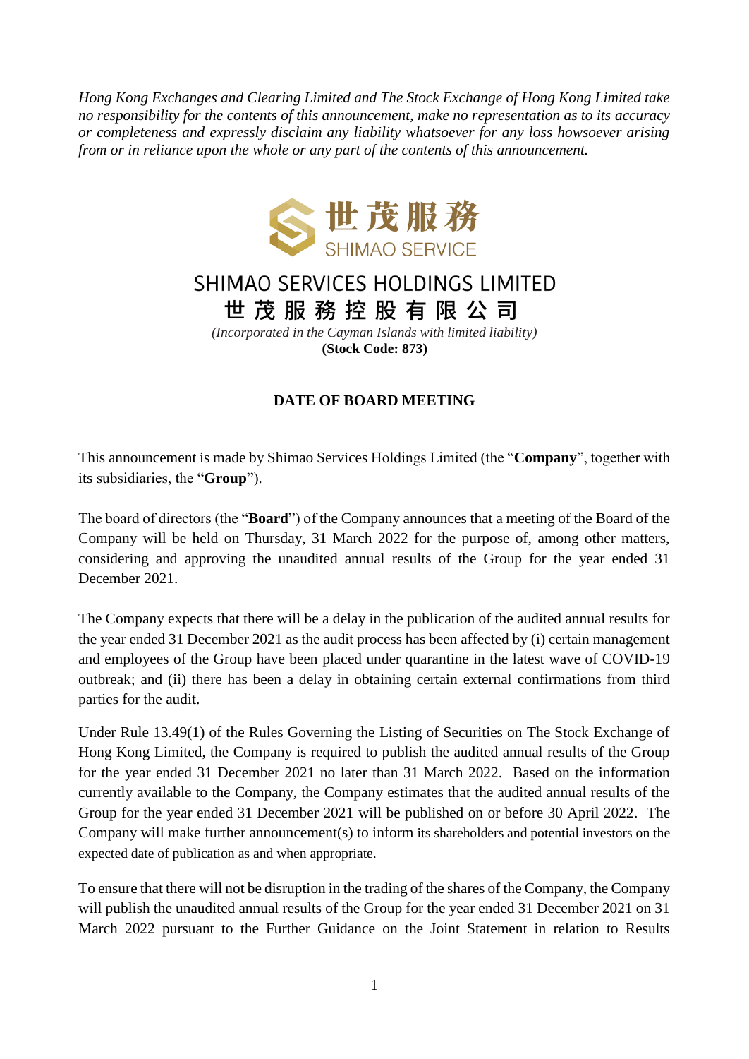*Hong Kong Exchanges and Clearing Limited and The Stock Exchange of Hong Kong Limited take no responsibility for the contents of this announcement, make no representation as to its accuracy or completeness and expressly disclaim any liability whatsoever for any loss howsoever arising from or in reliance upon the whole or any part of the contents of this announcement.*

世茂服務
SHIMAO SERVICE

# SHIMAO SERVICES HOLDINGS LIMITED
# 世茂服務控股有限公司

*(Incorporated in the Cayman Islands with limited liability)*
**(Stock Code: 873)**

## DATE OF BOARD MEETING

This announcement is made by Shimao Services Holdings Limited (the "**Company**", together with its subsidiaries, the "**Group**").

The board of directors (the "**Board**") of the Company announces that a meeting of the Board of the Company will be held on Thursday, 31 March 2022 for the purpose of, among other matters, considering and approving the unaudited annual results of the Group for the year ended 31 December 2021.

The Company expects that there will be a delay in the publication of the audited annual results for the year ended 31 December 2021 as the audit process has been affected by (i) certain management and employees of the Group have been placed under quarantine in the latest wave of COVID-19 outbreak; and (ii) there has been a delay in obtaining certain external confirmations from third parties for the audit.

Under Rule 13.49(1) of the Rules Governing the Listing of Securities on The Stock Exchange of Hong Kong Limited, the Company is required to publish the audited annual results of the Group for the year ended 31 December 2021 no later than 31 March 2022. Based on the information currently available to the Company, the Company estimates that the audited annual results of the Group for the year ended 31 December 2021 will be published on or before 30 April 2022. The Company will make further announcement(s) to inform its shareholders and potential investors on the expected date of publication as and when appropriate.

To ensure that there will not be disruption in the trading of the shares of the Company, the Company will publish the unaudited annual results of the Group for the year ended 31 December 2021 on 31 March 2022 pursuant to the Further Guidance on the Joint Statement in relation to Results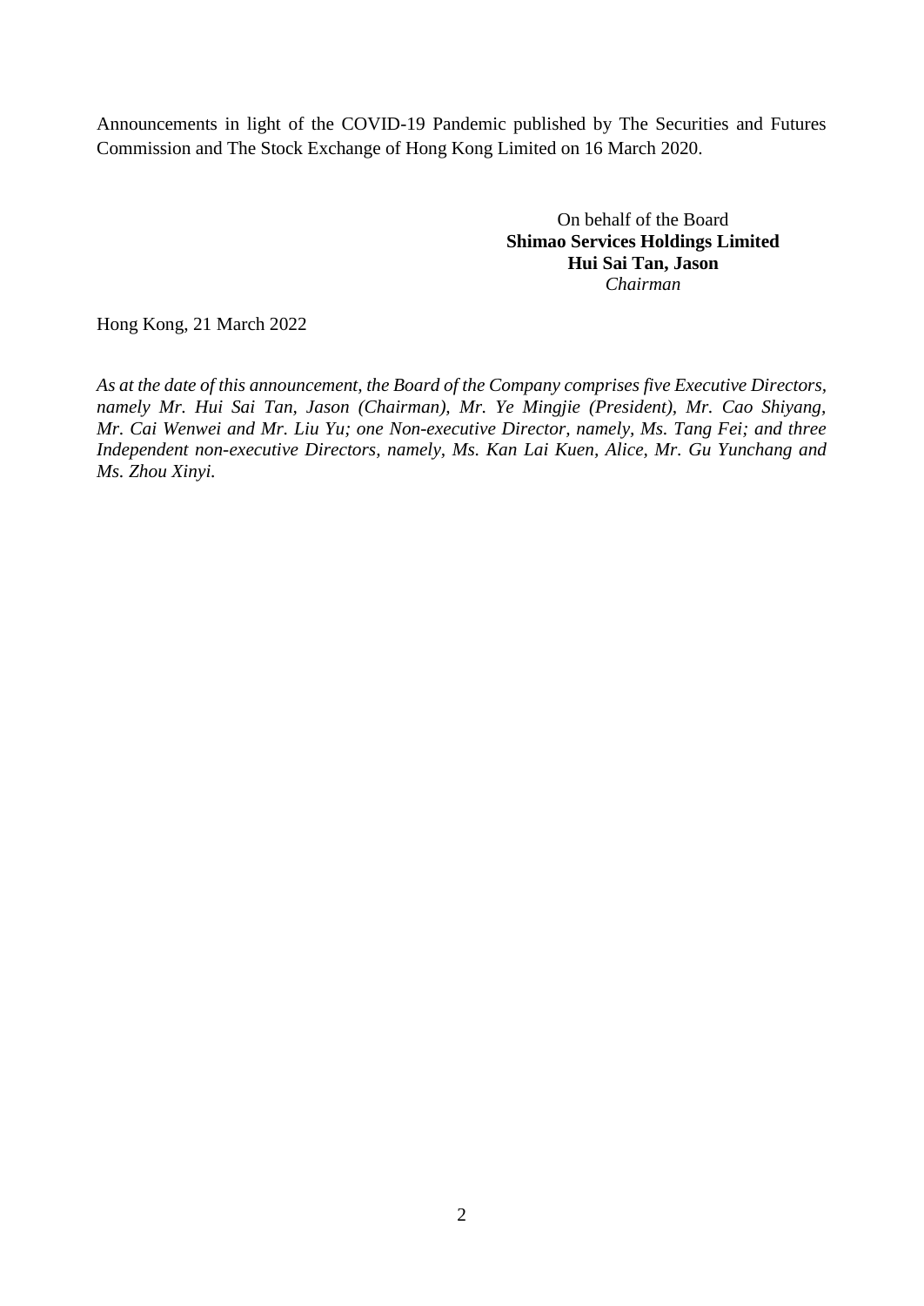Announcements in light of the COVID-19 Pandemic published by The Securities and Futures Commission and The Stock Exchange of Hong Kong Limited on 16 March 2020.

On behalf of the Board
**Shimao Services Holdings Limited**
**Hui Sai Tan, Jason**
*Chairman*

Hong Kong, 21 March 2022

*As at the date of this announcement, the Board of the Company comprises five Executive Directors, namely Mr. Hui Sai Tan, Jason (Chairman), Mr. Ye Mingjie (President), Mr. Cao Shiyang, Mr. Cai Wenwei and Mr. Liu Yu; one Non-executive Director, namely, Ms. Tang Fei; and three Independent non-executive Directors, namely, Ms. Kan Lai Kuen, Alice, Mr. Gu Yunchang and Ms. Zhou Xinyi.*